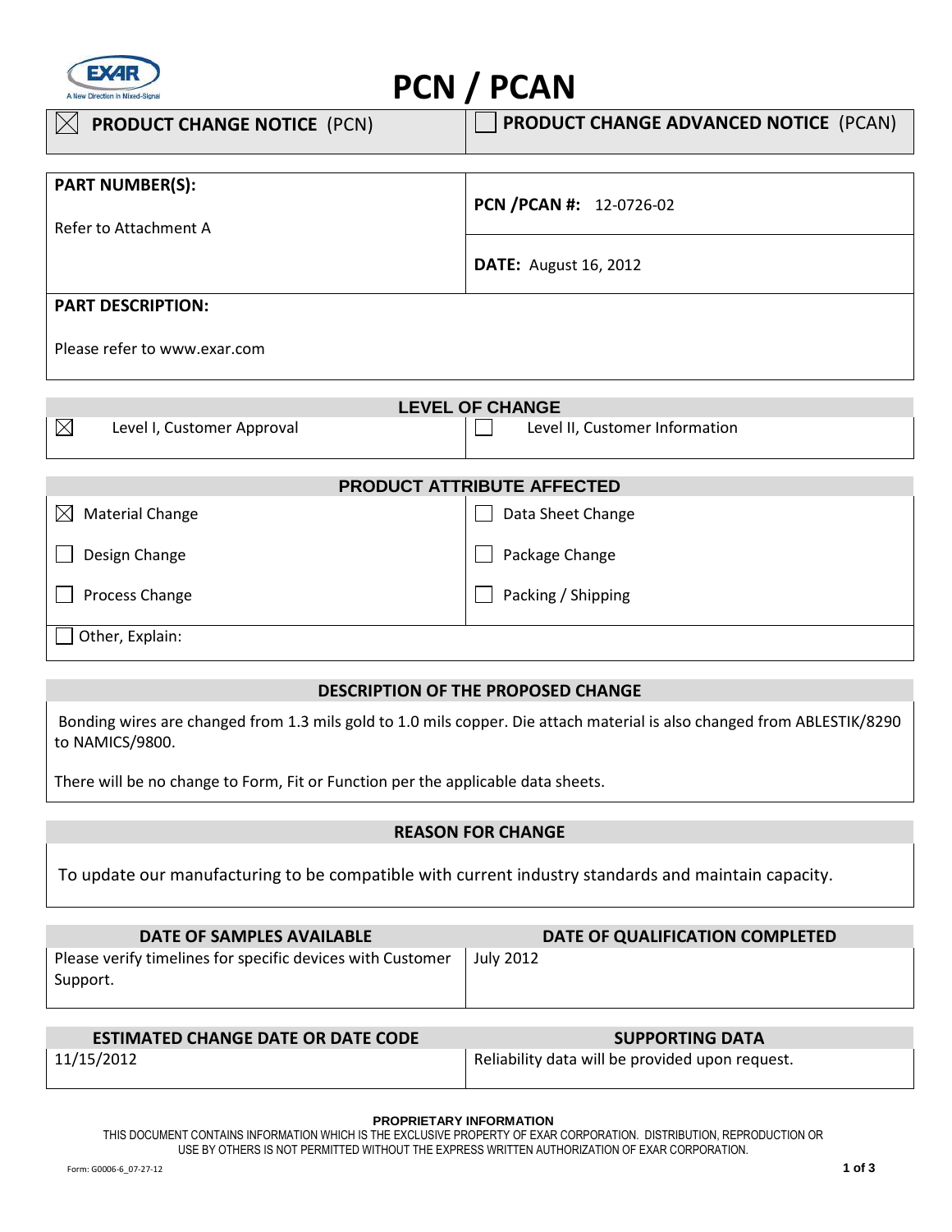# PCN / PCAN

| ☒ **PRODUCT CHANGE NOTICE** (PCN) | ☐ **PRODUCT CHANGE ADVANCED NOTICE** (PCAN) |
|---|---|

| **PART NUMBER(S):** | **PCN /PCAN #:** 12-0726-02 |
|---|---|
| Refer to Attachment A | **DATE:** August 16, 2012 |

**PART DESCRIPTION:**

Please refer to www.exar.com

## LEVEL OF CHANGE

| | |
|---|---|
| ☒ Level I, Customer Approval | ☐ Level II, Customer Information |

## PRODUCT ATTRIBUTE AFFECTED

| | |
|---|---|
| ☒ Material Change | ☐ Data Sheet Change |
| ☐ Design Change | ☐ Package Change |
| ☐ Process Change | ☐ Packing / Shipping |
| ☐ Other, Explain: | |

## DESCRIPTION OF THE PROPOSED CHANGE

Bonding wires are changed from 1.3 mils gold to 1.0 mils copper. Die attach material is also changed from ABLESTIK/8290 to NAMICS/9800.

There will be no change to Form, Fit or Function per the applicable data sheets.

## REASON FOR CHANGE

To update our manufacturing to be compatible with current industry standards and maintain capacity.

| DATE OF SAMPLES AVAILABLE | DATE OF QUALIFICATION COMPLETED |
|---|---|
| Please verify timelines for specific devices with Customer Support. | July 2012 |

| ESTIMATED CHANGE DATE OR DATE CODE | SUPPORTING DATA |
|---|---|
| 11/15/2012 | Reliability data will be provided upon request. |

**PROPRIETARY INFORMATION**

THIS DOCUMENT CONTAINS INFORMATION WHICH IS THE EXCLUSIVE PROPERTY OF EXAR CORPORATION. DISTRIBUTION, REPRODUCTION OR USE BY OTHERS IS NOT PERMITTED WITHOUT THE EXPRESS WRITTEN AUTHORIZATION OF EXAR CORPORATION.

Form: G0006-6_07-27-12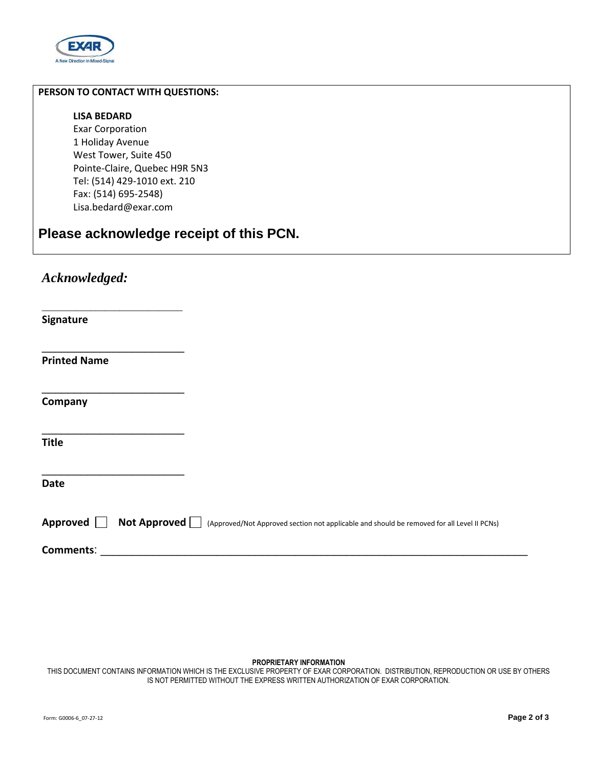**PERSON TO CONTACT WITH QUESTIONS:**

**LISA BEDARD**
Exar Corporation
1 Holiday Avenue
West Tower, Suite 450
Pointe-Claire, Quebec H9R 5N3
Tel: (514) 429-1010 ext. 210
Fax: (514) 695-2548)
Lisa.bedard@exar.com

## Please acknowledge receipt of this PCN.

***Acknowledged:***

___________________________
**Signature**

___________________________
**Printed Name**

___________________________
**Company**

___________________________
**Title**

___________________________
**Date**

**Approved** ☐ **Not Approved** ☐ (Approved/Not Approved section not applicable and should be removed for all Level II PCNs)

**Comments**: ___________________________________________________________________________

**PROPRIETARY INFORMATION**
THIS DOCUMENT CONTAINS INFORMATION WHICH IS THE EXCLUSIVE PROPERTY OF EXAR CORPORATION. DISTRIBUTION, REPRODUCTION OR USE BY OTHERS IS NOT PERMITTED WITHOUT THE EXPRESS WRITTEN AUTHORIZATION OF EXAR CORPORATION.

Form: G0006-6_07-27-12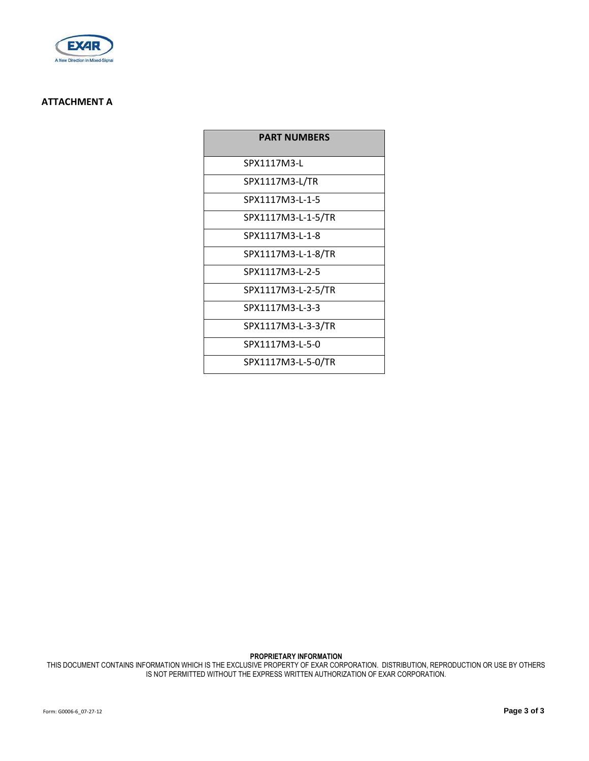## ATTACHMENT A

| PART NUMBERS |
|---|
| SPX1117M3-L |
| SPX1117M3-L/TR |
| SPX1117M3-L-1-5 |
| SPX1117M3-L-1-5/TR |
| SPX1117M3-L-1-8 |
| SPX1117M3-L-1-8/TR |
| SPX1117M3-L-2-5 |
| SPX1117M3-L-2-5/TR |
| SPX1117M3-L-3-3 |
| SPX1117M3-L-3-3/TR |
| SPX1117M3-L-5-0 |
| SPX1117M3-L-5-0/TR |

**PROPRIETARY INFORMATION**

THIS DOCUMENT CONTAINS INFORMATION WHICH IS THE EXCLUSIVE PROPERTY OF EXAR CORPORATION. DISTRIBUTION, REPRODUCTION OR USE BY OTHERS IS NOT PERMITTED WITHOUT THE EXPRESS WRITTEN AUTHORIZATION OF EXAR CORPORATION.

Form: G0006-6_07-27-12